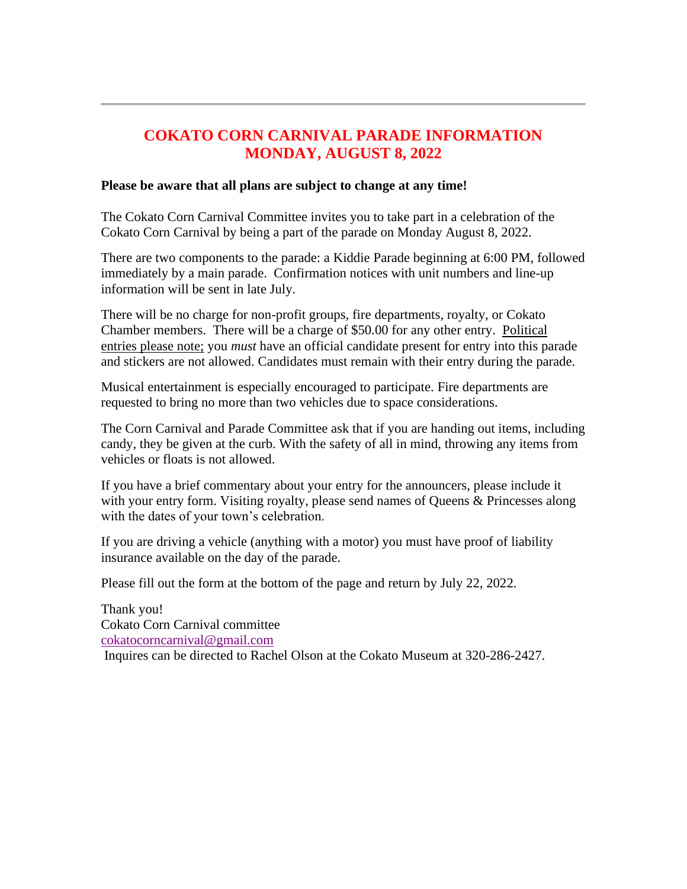---

# COKATO CORN CARNIVAL PARADE INFORMATION
# MONDAY, AUGUST 8, 2022

**Please be aware that all plans are subject to change at any time!**

The Cokato Corn Carnival Committee invites you to take part in a celebration of the Cokato Corn Carnival by being a part of the parade on Monday August 8, 2022.

There are two components to the parade: a Kiddie Parade beginning at 6:00 PM, followed immediately by a main parade. Confirmation notices with unit numbers and line-up information will be sent in late July.

There will be no charge for non-profit groups, fire departments, royalty, or Cokato Chamber members. There will be a charge of $50.00 for any other entry. Political entries please note; you *must* have an official candidate present for entry into this parade and stickers are not allowed. Candidates must remain with their entry during the parade.

Musical entertainment is especially encouraged to participate. Fire departments are requested to bring no more than two vehicles due to space considerations.

The Corn Carnival and Parade Committee ask that if you are handing out items, including candy, they be given at the curb. With the safety of all in mind, throwing any items from vehicles or floats is not allowed.

If you have a brief commentary about your entry for the announcers, please include it with your entry form. Visiting royalty, please send names of Queens & Princesses along with the dates of your town's celebration.

If you are driving a vehicle (anything with a motor) you must have proof of liability insurance available on the day of the parade.

Please fill out the form at the bottom of the page and return by July 22, 2022.

Thank you!
Cokato Corn Carnival committee
cokatocorncarnival@gmail.com
Inquires can be directed to Rachel Olson at the Cokato Museum at 320-286-2427.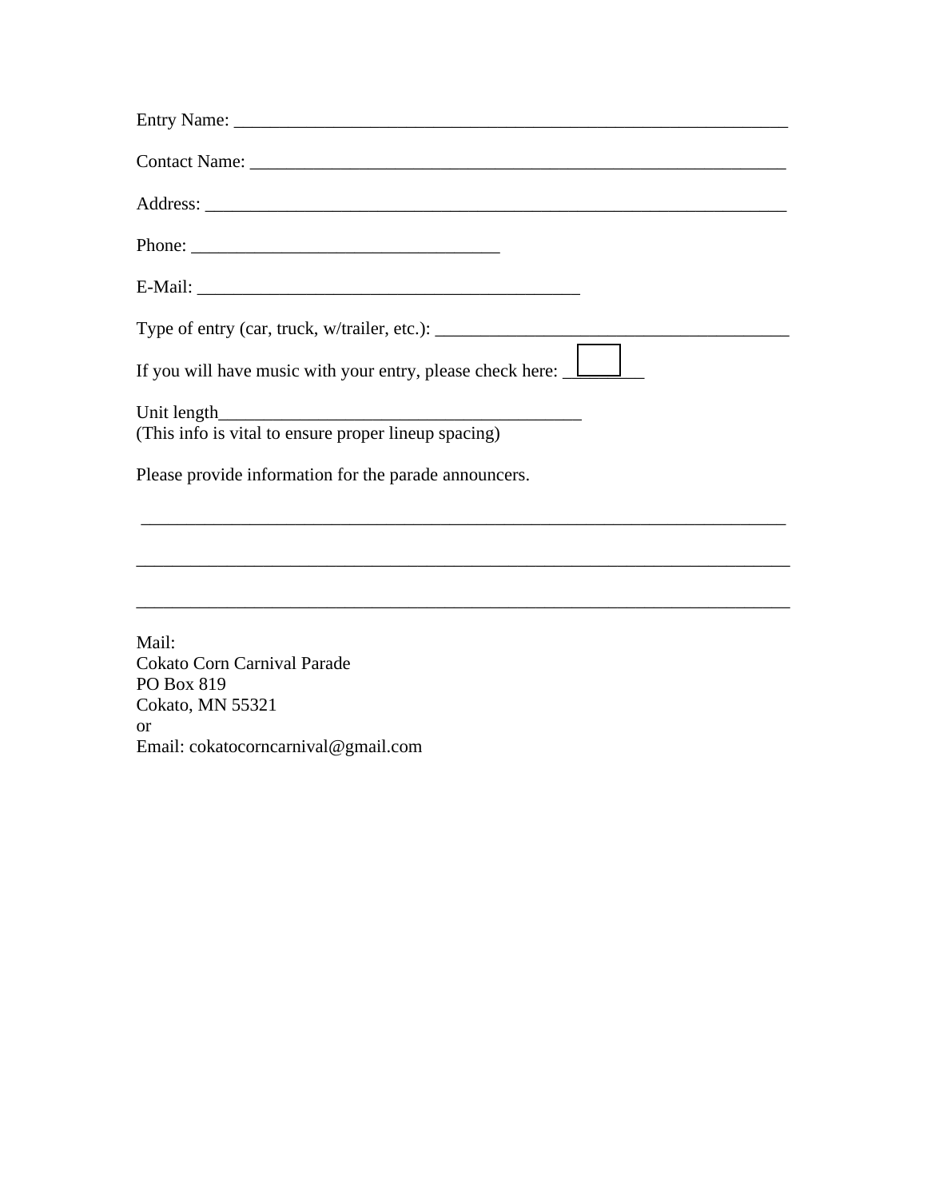Entry Name: ______________________________________________________________

Contact Name: ____________________________________________________________

Address: ________________________________________________________________

Phone: __________________________________

E-Mail: ___________________________________________

Type of entry (car, truck, w/trailer, etc.): ________________________________________

If you will have music with your entry, please check here: ☐

Unit length_________________________________________
(This info is vital to ensure proper lineup spacing)

Please provide information for the parade announcers.

_________________________________________________________________________

_________________________________________________________________________

_________________________________________________________________________

Mail:
Cokato Corn Carnival Parade
PO Box 819
Cokato, MN 55321
or
Email: cokatocorncarnival@gmail.com